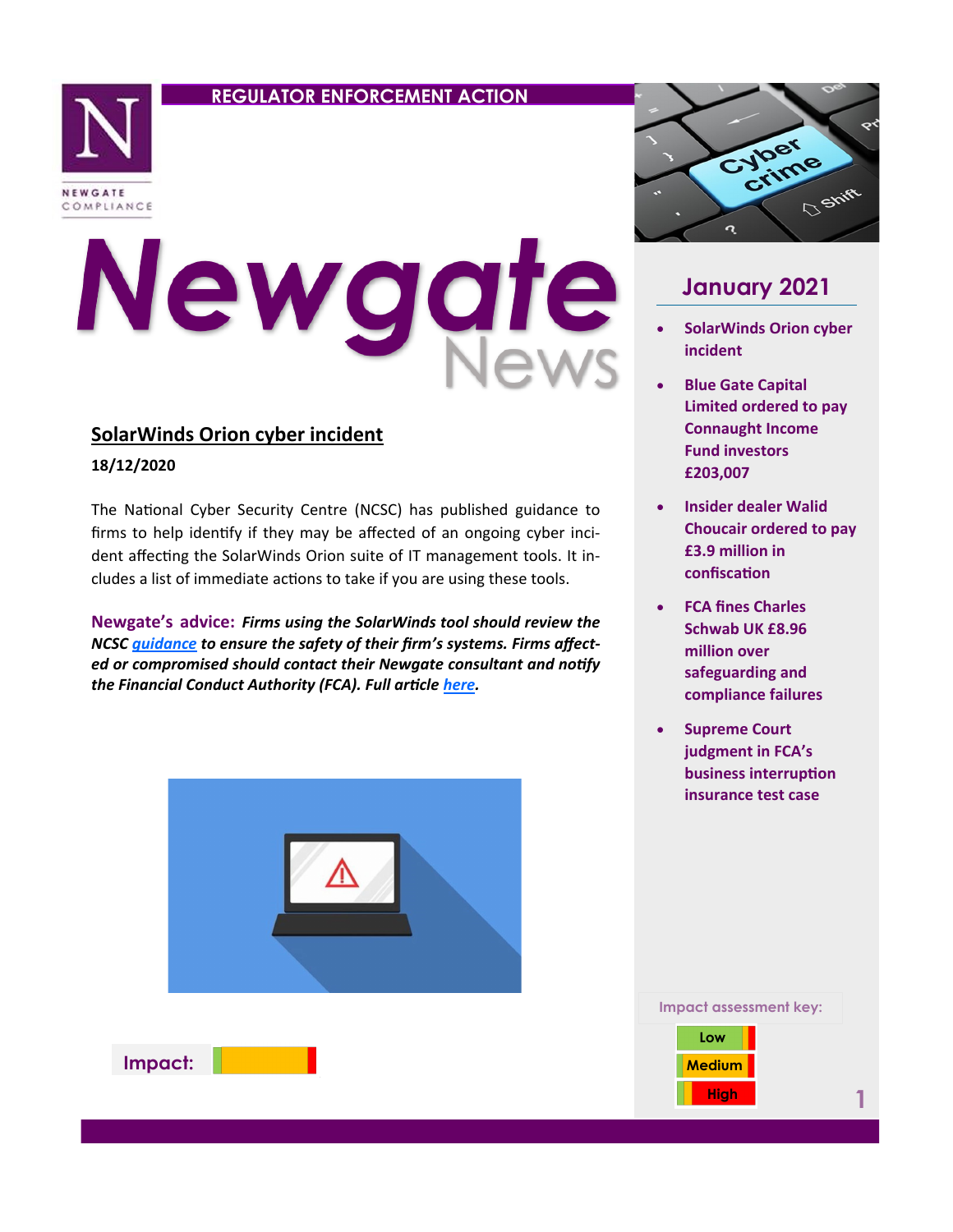REGULATOR ENFORCEMENT ACTION

NEWGATE COMPLIANCE

# Newgate News

## January 2021

- SolarWinds Orion cyber incident
- Blue Gate Capital Limited ordered to pay Connaught Income Fund investors £203,007
- Insider dealer Walid Choucair ordered to pay £3.9 million in confiscation
- FCA fines Charles Schwab UK £8.96 million over safeguarding and compliance failures
- Supreme Court judgment in FCA's business interruption insurance test case

## SolarWinds Orion cyber incident

**18/12/2020**

The National Cyber Security Centre (NCSC) has published guidance to firms to help identify if they may be affected of an ongoing cyber incident affecting the SolarWinds Orion suite of IT management tools. It includes a list of immediate actions to take if you are using these tools.

**Newgate's advice:** ***Firms using the SolarWinds tool should review the NCSC guidance to ensure the safety of their firm's systems. Firms affected or compromised should contact their Newgate consultant and notify the Financial Conduct Authority (FCA). Full article here.***

**Impact:** Medium

Impact assessment key:

- Low
- Medium
- High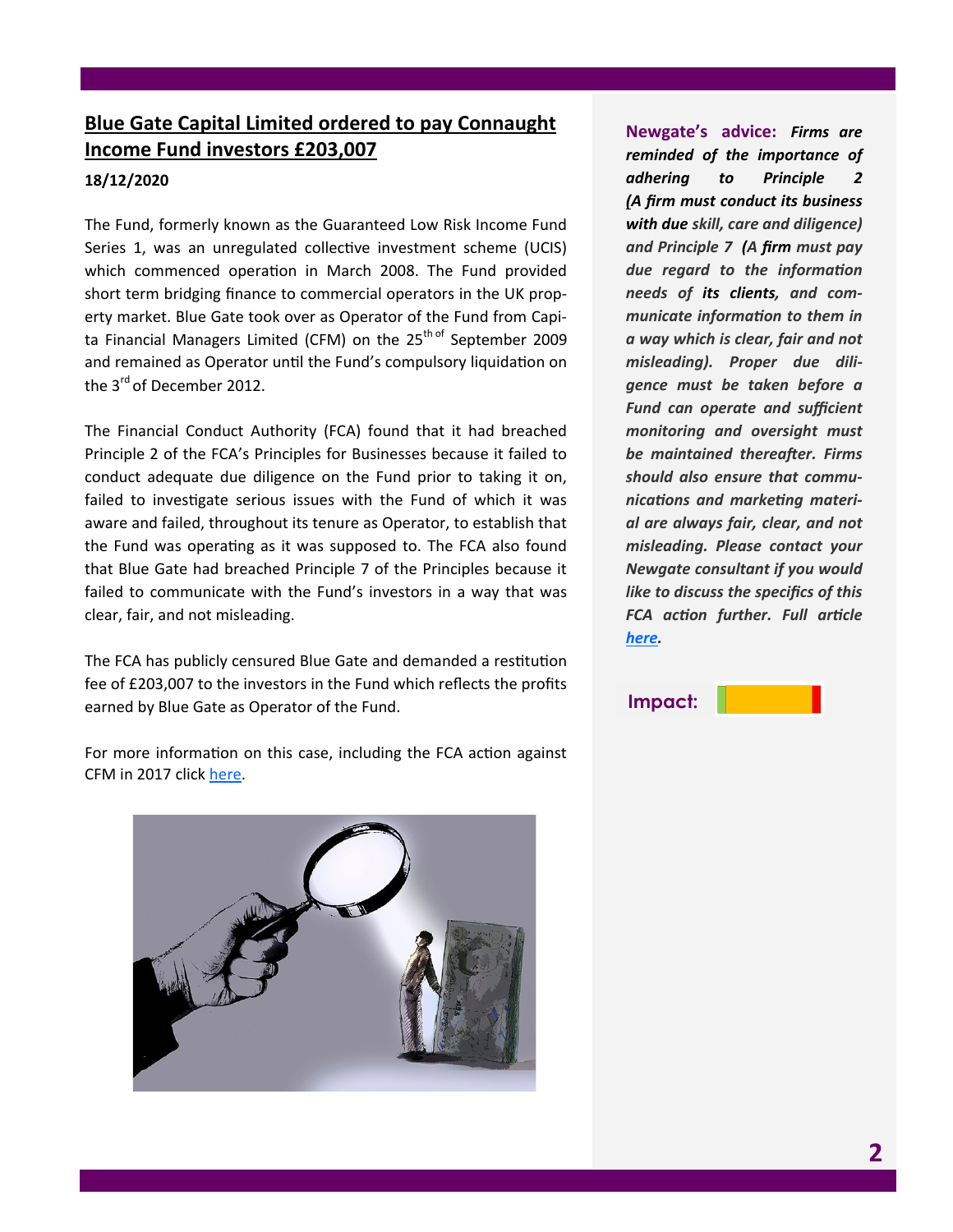## Blue Gate Capital Limited ordered to pay Connaught Income Fund investors £203,007

**18/12/2020**

The Fund, formerly known as the Guaranteed Low Risk Income Fund Series 1, was an unregulated collective investment scheme (UCIS) which commenced operation in March 2008. The Fund provided short term bridging finance to commercial operators in the UK property market. Blue Gate took over as Operator of the Fund from Capita Financial Managers Limited (CFM) on the 25th of September 2009 and remained as Operator until the Fund's compulsory liquidation on the 3rd of December 2012.

The Financial Conduct Authority (FCA) found that it had breached Principle 2 of the FCA's Principles for Businesses because it failed to conduct adequate due diligence on the Fund prior to taking it on, failed to investigate serious issues with the Fund of which it was aware and failed, throughout its tenure as Operator, to establish that the Fund was operating as it was supposed to. The FCA also found that Blue Gate had breached Principle 7 of the Principles because it failed to communicate with the Fund's investors in a way that was clear, fair, and not misleading.

The FCA has publicly censured Blue Gate and demanded a restitution fee of £203,007 to the investors in the Fund which reflects the profits earned by Blue Gate as Operator of the Fund.

For more information on this case, including the FCA action against CFM in 2017 click here.

**Newgate's advice:** ***Firms are reminded of the importance of adhering to Principle 2 (A firm must conduct its business with due skill, care and diligence) and Principle 7 (A firm must pay due regard to the information needs of its clients, and communicate information to them in a way which is clear, fair and not misleading). Proper due diligence must be taken before a Fund can operate and sufficient monitoring and oversight must be maintained thereafter. Firms should also ensure that communications and marketing material are always fair, clear, and not misleading. Please contact your Newgate consultant if you would like to discuss the specifics of this FCA action further. Full article here.***

**Impact:**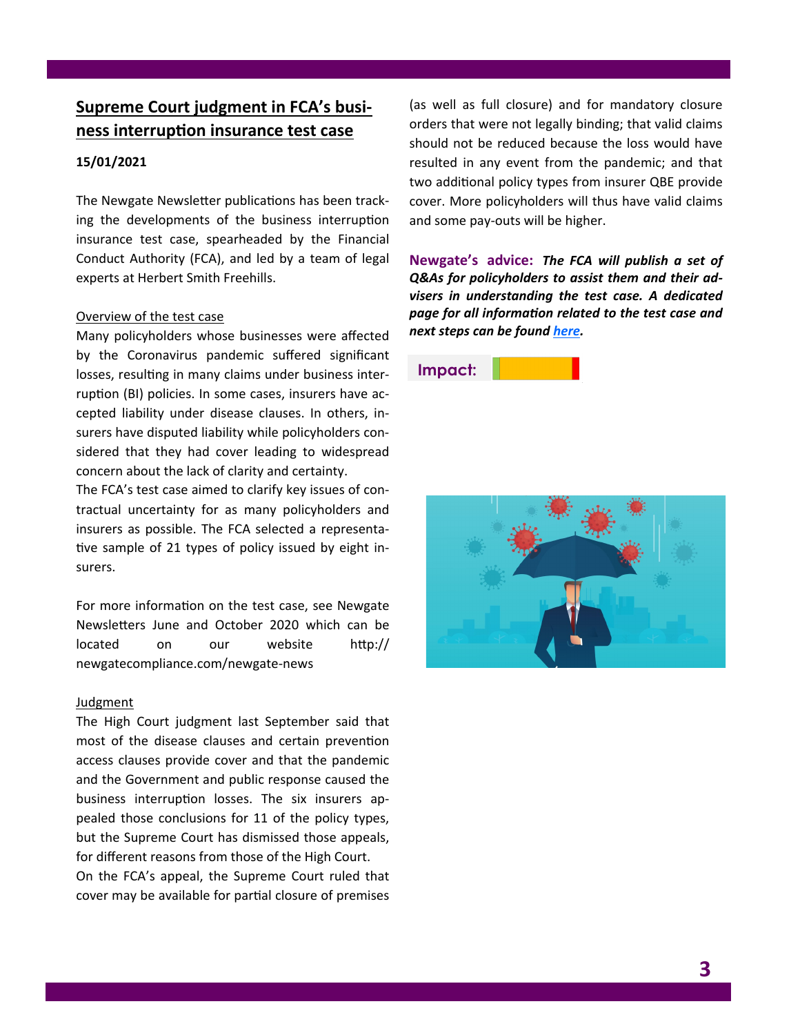## Supreme Court judgment in FCA's business interruption insurance test case

**15/01/2021**

The Newgate Newsletter publications has been tracking the developments of the business interruption insurance test case, spearheaded by the Financial Conduct Authority (FCA), and led by a team of legal experts at Herbert Smith Freehills.

### Overview of the test case

Many policyholders whose businesses were affected by the Coronavirus pandemic suffered significant losses, resulting in many claims under business interruption (BI) policies. In some cases, insurers have accepted liability under disease clauses. In others, insurers have disputed liability while policyholders considered that they had cover leading to widespread concern about the lack of clarity and certainty.

The FCA's test case aimed to clarify key issues of contractual uncertainty for as many policyholders and insurers as possible. The FCA selected a representative sample of 21 types of policy issued by eight insurers.

For more information on the test case, see Newgate Newsletters June and October 2020 which can be located on our website http://newgatecompliance.com/newgate-news

### Judgment

The High Court judgment last September said that most of the disease clauses and certain prevention access clauses provide cover and that the pandemic and the Government and public response caused the business interruption losses. The six insurers appealed those conclusions for 11 of the policy types, but the Supreme Court has dismissed those appeals, for different reasons from those of the High Court.

On the FCA's appeal, the Supreme Court ruled that cover may be available for partial closure of premises (as well as full closure) and for mandatory closure orders that were not legally binding; that valid claims should not be reduced because the loss would have resulted in any event from the pandemic; and that two additional policy types from insurer QBE provide cover. More policyholders will thus have valid claims and some pay-outs will be higher.

**Newgate's advice:** ***The FCA will publish a set of Q&As for policyholders to assist them and their advisers in understanding the test case. A dedicated page for all information related to the test case and next steps can be found here.***

**Impact:**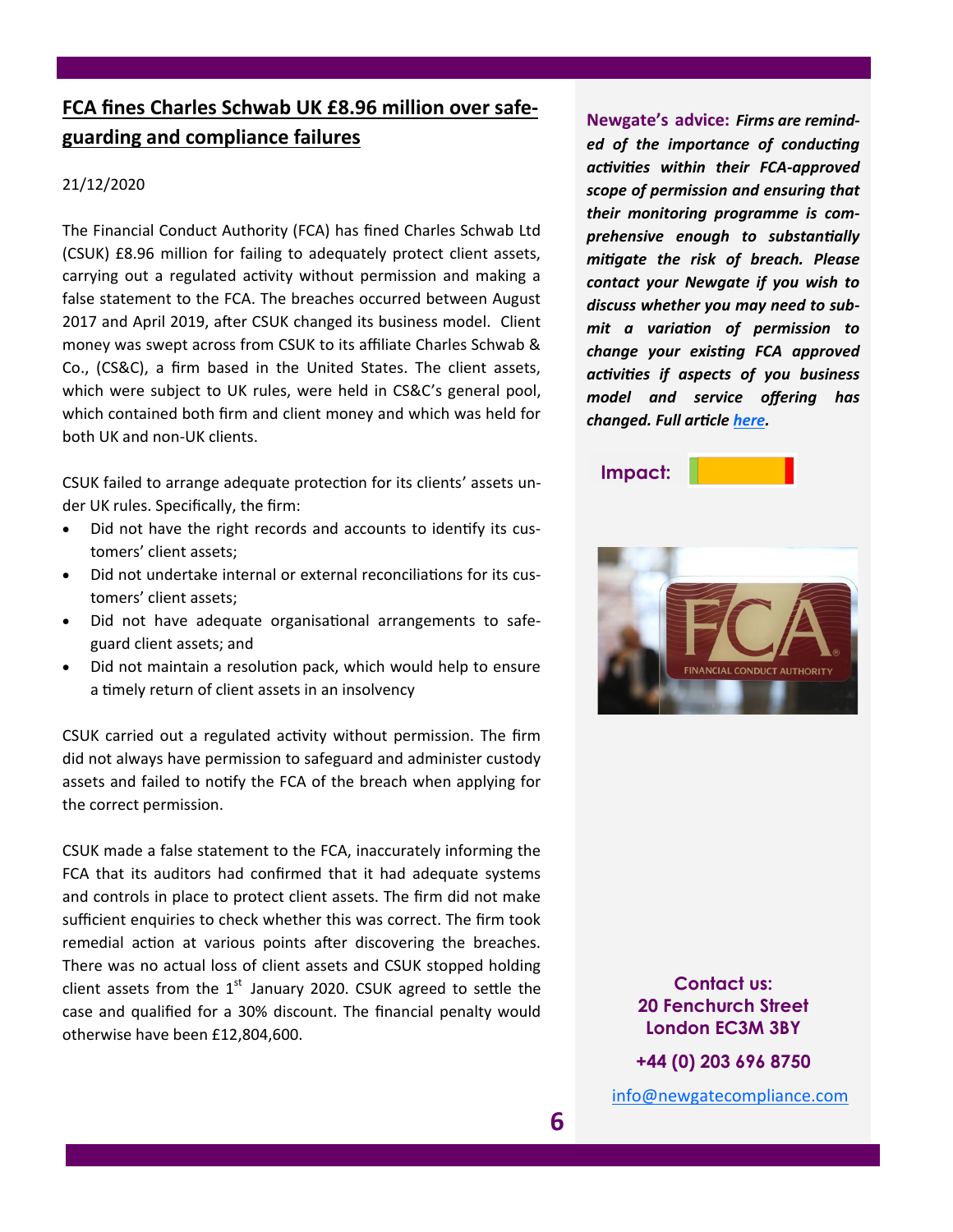## FCA fines Charles Schwab UK £8.96 million over safeguarding and compliance failures

21/12/2020

The Financial Conduct Authority (FCA) has fined Charles Schwab Ltd (CSUK) £8.96 million for failing to adequately protect client assets, carrying out a regulated activity without permission and making a false statement to the FCA. The breaches occurred between August 2017 and April 2019, after CSUK changed its business model. Client money was swept across from CSUK to its affiliate Charles Schwab & Co., (CS&C), a firm based in the United States. The client assets, which were subject to UK rules, were held in CS&C's general pool, which contained both firm and client money and which was held for both UK and non-UK clients.

CSUK failed to arrange adequate protection for its clients' assets under UK rules. Specifically, the firm:

- Did not have the right records and accounts to identify its customers' client assets;
- Did not undertake internal or external reconciliations for its customers' client assets;
- Did not have adequate organisational arrangements to safeguard client assets; and
- Did not maintain a resolution pack, which would help to ensure a timely return of client assets in an insolvency

CSUK carried out a regulated activity without permission. The firm did not always have permission to safeguard and administer custody assets and failed to notify the FCA of the breach when applying for the correct permission.

CSUK made a false statement to the FCA, inaccurately informing the FCA that its auditors had confirmed that it had adequate systems and controls in place to protect client assets. The firm did not make sufficient enquiries to check whether this was correct. The firm took remedial action at various points after discovering the breaches. There was no actual loss of client assets and CSUK stopped holding client assets from the 1st January 2020. CSUK agreed to settle the case and qualified for a 30% discount. The financial penalty would otherwise have been £12,804,600.

**Newgate's advice:** ***Firms are reminded of the importance of conducting activities within their FCA-approved scope of permission and ensuring that their monitoring programme is comprehensive enough to substantially mitigate the risk of breach. Please contact your Newgate if you wish to discuss whether you may need to submit a variation of permission to change your existing FCA approved activities if aspects of you business model and service offering has changed. Full article here.***

**Impact:**

**Contact us:**
**20 Fenchurch Street**
**London EC3M 3BY**

**+44 (0) 203 696 8750**

info@newgatecompliance.com